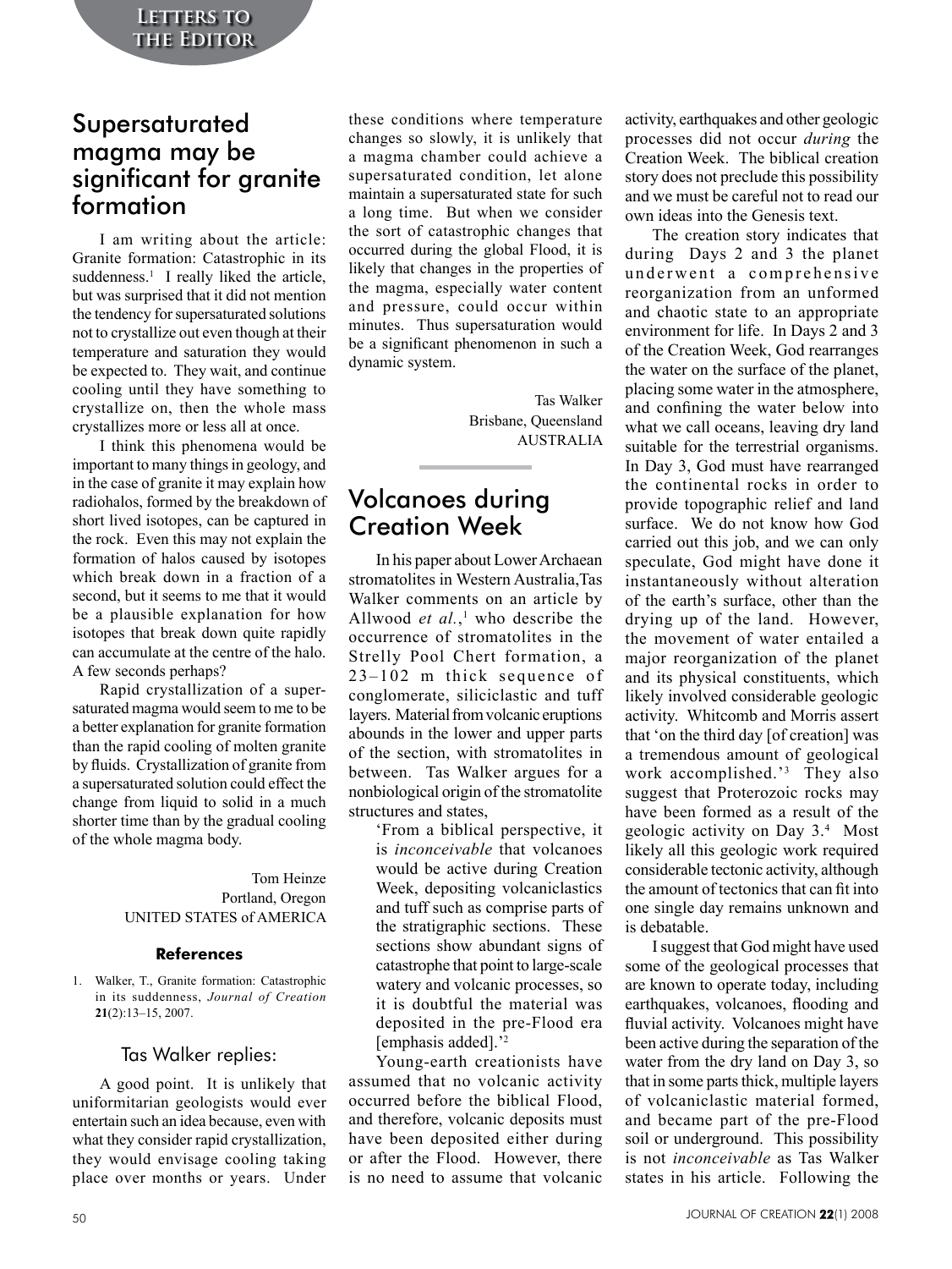# Letters to the Editor

## Supersaturated magma may be significant for granite formation

I am writing about the article: Granite formation: Catastrophic in its suddenness.[1] I really liked the article, but was surprised that it did not mention the tendency for supersaturated solutions not to crystallize out even though at their temperature and saturation they would be expected to. They wait, and continue cooling until they have something to crystallize on, then the whole mass crystallizes more or less all at once.

I think this phenomena would be important to many things in geology, and in the case of granite it may explain how radiohalos, formed by the breakdown of short lived isotopes, can be captured in the rock. Even this may not explain the formation of halos caused by isotopes which break down in a fraction of a second, but it seems to me that it would be a plausible explanation for how isotopes that break down quite rapidly can accumulate at the centre of the halo. A few seconds perhaps?

Rapid crystallization of a supersaturated magma would seem to me to be a better explanation for granite formation than the rapid cooling of molten granite by fluids. Crystallization of granite from a supersaturated solution could effect the change from liquid to solid in a much shorter time than by the gradual cooling of the whole magma body.

Tom Heinze
Portland, Oregon
UNITED STATES of AMERICA

#### References

1. Walker, T., Granite formation: Catastrophic in its suddenness, *Journal of Creation* **21**(2):13–15, 2007.

### Tas Walker replies:

A good point. It is unlikely that uniformitarian geologists would ever entertain such an idea because, even with what they consider rapid crystallization, they would envisage cooling taking place over months or years. Under these conditions where temperature changes so slowly, it is unlikely that a magma chamber could achieve a supersaturated condition, let alone maintain a supersaturated state for such a long time. But when we consider the sort of catastrophic changes that occurred during the global Flood, it is likely that changes in the properties of the magma, especially water content and pressure, could occur within minutes. Thus supersaturation would be a significant phenomenon in such a dynamic system.

Tas Walker
Brisbane, Queensland
AUSTRALIA

## Volcanoes during Creation Week

In his paper about Lower Archaean stromatolites in Western Australia, Tas Walker comments on an article by Allwood *et al.*,[1] who describe the occurrence of stromatolites in the Strelly Pool Chert formation, a 23–102 m thick sequence of conglomerate, siliciclastic and tuff layers. Material from volcanic eruptions abounds in the lower and upper parts of the section, with stromatolites in between. Tas Walker argues for a nonbiological origin of the stromatolite structures and states,

> 'From a biblical perspective, it is *inconceivable* that volcanoes would be active during Creation Week, depositing volcaniclastics and tuff such as comprise parts of the stratigraphic sections. These sections show abundant signs of catastrophe that point to large-scale watery and volcanic processes, so it is doubtful the material was deposited in the pre-Flood era [emphasis added].'[2]

Young-earth creationists have assumed that no volcanic activity occurred before the biblical Flood, and therefore, volcanic deposits must have been deposited either during or after the Flood. However, there is no need to assume that volcanic activity, earthquakes and other geologic processes did not occur *during* the Creation Week. The biblical creation story does not preclude this possibility and we must be careful not to read our own ideas into the Genesis text.

The creation story indicates that during Days 2 and 3 the planet underwent a comprehensive reorganization from an unformed and chaotic state to an appropriate environment for life. In Days 2 and 3 of the Creation Week, God rearranges the water on the surface of the planet, placing some water in the atmosphere, and confining the water below into what we call oceans, leaving dry land suitable for the terrestrial organisms. In Day 3, God must have rearranged the continental rocks in order to provide topographic relief and land surface. We do not know how God carried out this job, and we can only speculate, God might have done it instantaneously without alteration of the earth's surface, other than the drying up of the land. However, the movement of water entailed a major reorganization of the planet and its physical constituents, which likely involved considerable geologic activity. Whitcomb and Morris assert that 'on the third day [of creation] was a tremendous amount of geological work accomplished.'[3] They also suggest that Proterozoic rocks may have been formed as a result of the geologic activity on Day 3.[4] Most likely all this geologic work required considerable tectonic activity, although the amount of tectonics that can fit into one single day remains unknown and is debatable.

I suggest that God might have used some of the geological processes that are known to operate today, including earthquakes, volcanoes, flooding and fluvial activity. Volcanoes might have been active during the separation of the water from the dry land on Day 3, so that in some parts thick, multiple layers of volcaniclastic material formed, and became part of the pre-Flood soil or underground. This possibility is not *inconceivable* as Tas Walker states in his article. Following the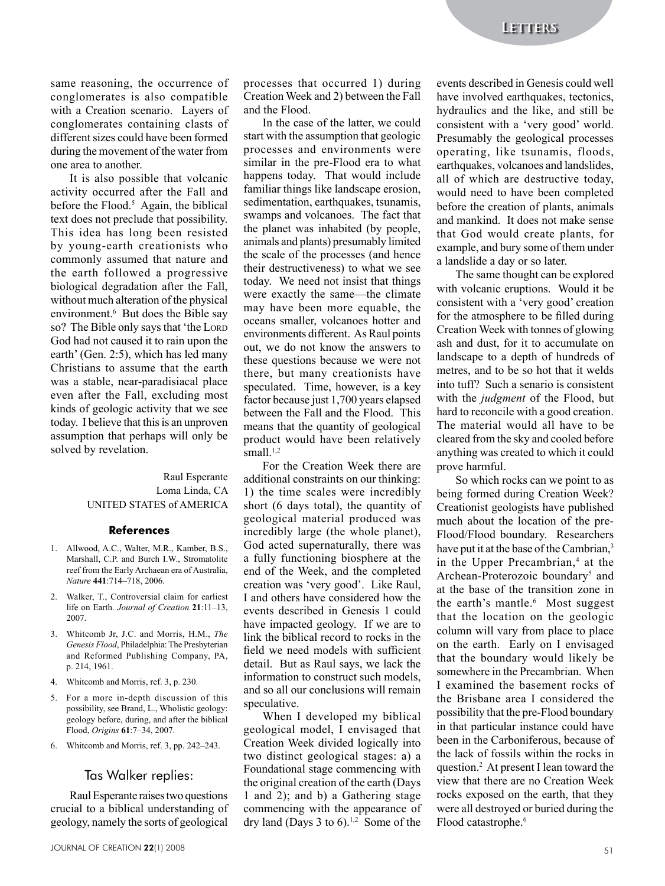same reasoning, the occurrence of conglomerates is also compatible with a Creation scenario. Layers of conglomerates containing clasts of different sizes could have been formed during the movement of the water from one area to another.

It is also possible that volcanic activity occurred after the Fall and before the Flood.[5] Again, the biblical text does not preclude that possibility. This idea has long been resisted by young-earth creationists who commonly assumed that nature and the earth followed a progressive biological degradation after the Fall, without much alteration of the physical environment.[6] But does the Bible say so? The Bible only says that 'the Lord God had not caused it to rain upon the earth' (Gen. 2:5), which has led many Christians to assume that the earth was a stable, near-paradisiacal place even after the Fall, excluding most kinds of geologic activity that we see today. I believe that this is an unproven assumption that perhaps will only be solved by revelation.

Raul Esperante
Loma Linda, CA
UNITED STATES of AMERICA

### References

1. Allwood, A.C., Walter, M.R., Kamber, B.S., Marshall, C.P. and Burch I.W., Stromatolite reef from the Early Archaean era of Australia, *Nature* **441**:714–718, 2006.
2. Walker, T., Controversial claim for earliest life on Earth. *Journal of Creation* **21**:11–13, 2007.
3. Whitcomb Jr, J.C. and Morris, H.M., *The Genesis Flood*, Philadelphia: The Presbyterian and Reformed Publishing Company, PA, p. 214, 1961.
4. Whitcomb and Morris, ref. 3, p. 230.
5. For a more in-depth discussion of this possibility, see Brand, L., Wholistic geology: geology before, during, and after the biblical Flood, *Origins* **61**:7–34, 2007.
6. Whitcomb and Morris, ref. 3, pp. 242–243.

## Tas Walker replies:

Raul Esperante raises two questions crucial to a biblical understanding of geology, namely the sorts of geological processes that occurred 1) during Creation Week and 2) between the Fall and the Flood.

In the case of the latter, we could start with the assumption that geologic processes and environments were similar in the pre-Flood era to what happens today. That would include familiar things like landscape erosion, sedimentation, earthquakes, tsunamis, swamps and volcanoes. The fact that the planet was inhabited (by people, animals and plants) presumably limited the scale of the processes (and hence their destructiveness) to what we see today. We need not insist that things were exactly the same—the climate may have been more equable, the oceans smaller, volcanoes hotter and environments different. As Raul points out, we do not know the answers to these questions because we were not there, but many creationists have speculated. Time, however, is a key factor because just 1,700 years elapsed between the Fall and the Flood. This means that the quantity of geological product would have been relatively small.[1,2]

For the Creation Week there are additional constraints on our thinking: 1) the time scales were incredibly short (6 days total), the quantity of geological material produced was incredibly large (the whole planet), God acted supernaturally, there was a fully functioning biosphere at the end of the Week, and the completed creation was 'very good'. Like Raul, I and others have considered how the events described in Genesis 1 could have impacted geology. If we are to link the biblical record to rocks in the field we need models with sufficient detail. But as Raul says, we lack the information to construct such models, and so all our conclusions will remain speculative.

When I developed my biblical geological model, I envisaged that Creation Week divided logically into two distinct geological stages: a) a Foundational stage commencing with the original creation of the earth (Days 1 and 2); and b) a Gathering stage commencing with the appearance of dry land (Days 3 to 6).[1,2] Some of the events described in Genesis could well have involved earthquakes, tectonics, hydraulics and the like, and still be consistent with a 'very good' world. Presumably the geological processes operating, like tsunamis, floods, earthquakes, volcanoes and landslides, all of which are destructive today, would need to have been completed before the creation of plants, animals and mankind. It does not make sense that God would create plants, for example, and bury some of them under a landslide a day or so later.

The same thought can be explored with volcanic eruptions. Would it be consistent with a 'very good' creation for the atmosphere to be filled during Creation Week with tonnes of glowing ash and dust, for it to accumulate on landscape to a depth of hundreds of metres, and to be so hot that it welds into tuff? Such a senario is consistent with the *judgment* of the Flood, but hard to reconcile with a good creation. The material would all have to be cleared from the sky and cooled before anything was created to which it could prove harmful.

So which rocks can we point to as being formed during Creation Week? Creationist geologists have published much about the location of the pre-Flood/Flood boundary. Researchers have put it at the base of the Cambrian,[3] in the Upper Precambrian,[4] at the Archean-Proterozoic boundary[5] and at the base of the transition zone in the earth's mantle.[6] Most suggest that the location on the geologic column will vary from place to place on the earth. Early on I envisaged that the boundary would likely be somewhere in the Precambrian. When I examined the basement rocks of the Brisbane area I considered the possibility that the pre-Flood boundary in that particular instance could have been in the Carboniferous, because of the lack of fossils within the rocks in question.[2] At present I lean toward the view that there are no Creation Week rocks exposed on the earth, that they were all destroyed or buried during the Flood catastrophe.[6]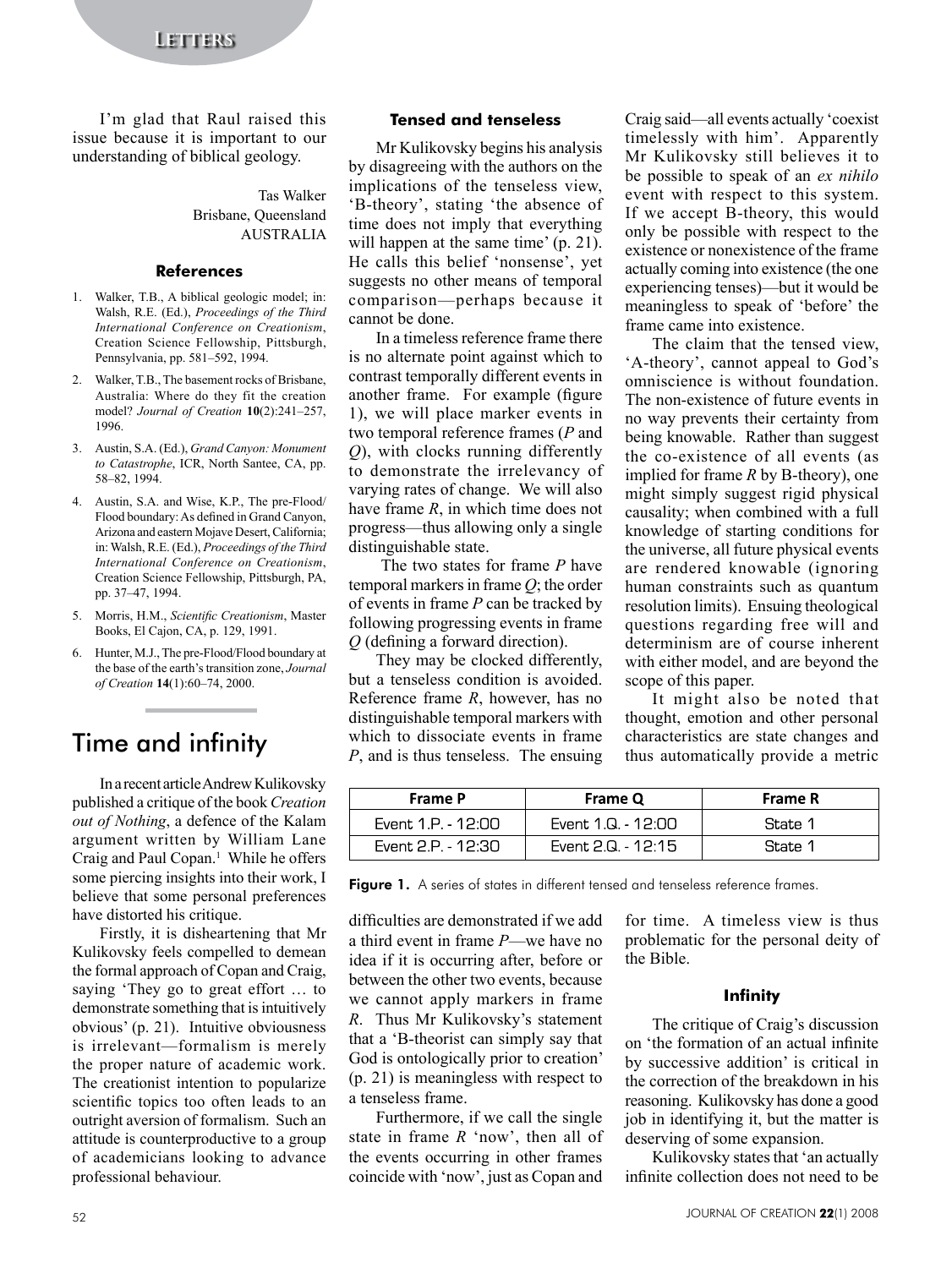I'm glad that Raul raised this issue because it is important to our understanding of biblical geology.

Tas Walker
Brisbane, Queensland
AUSTRALIA

### References

1. Walker, T.B., A biblical geologic model; in: Walsh, R.E. (Ed.), *Proceedings of the Third International Conference on Creationism*, Creation Science Fellowship, Pittsburgh, Pennsylvania, pp. 581–592, 1994.
2. Walker, T.B., The basement rocks of Brisbane, Australia: Where do they fit the creation model? *Journal of Creation* **10**(2):241–257, 1996.
3. Austin, S.A. (Ed.), *Grand Canyon: Monument to Catastrophe*, ICR, North Santee, CA, pp. 58–82, 1994.
4. Austin, S.A. and Wise, K.P., The pre-Flood/Flood boundary: As defined in Grand Canyon, Arizona and eastern Mojave Desert, California; in: Walsh, R.E. (Ed.), *Proceedings of the Third International Conference on Creationism*, Creation Science Fellowship, Pittsburgh, PA, pp. 37–47, 1994.
5. Morris, H.M., *Scientific Creationism*, Master Books, El Cajon, CA, p. 129, 1991.
6. Hunter, M.J., The pre-Flood/Flood boundary at the base of the earth's transition zone, *Journal of Creation* **14**(1):60–74, 2000.

## Time and infinity

In a recent article Andrew Kulikovsky published a critique of the book *Creation out of Nothing*, a defence of the Kalam argument written by William Lane Craig and Paul Copan.[1] While he offers some piercing insights into their work, I believe that some personal preferences have distorted his critique.

Firstly, it is disheartening that Mr Kulikovsky feels compelled to demean the formal approach of Copan and Craig, saying 'They go to great effort … to demonstrate something that is intuitively obvious' (p. 21). Intuitive obviousness is irrelevant—formalism is merely the proper nature of academic work. The creationist intention to popularize scientific topics too often leads to an outright aversion of formalism. Such an attitude is counterproductive to a group of academicians looking to advance professional behaviour.

### Tensed and tenseless

Mr Kulikovsky begins his analysis by disagreeing with the authors on the implications of the tenseless view, 'B-theory', stating 'the absence of time does not imply that everything will happen at the same time' (p. 21). He calls this belief 'nonsense', yet suggests no other means of temporal comparison—perhaps because it cannot be done.

In a timeless reference frame there is no alternate point against which to contrast temporally different events in another frame. For example (figure 1), we will place marker events in two temporal reference frames (*P* and *Q*), with clocks running differently to demonstrate the irrelevancy of varying rates of change. We will also have frame *R*, in which time does not progress—thus allowing only a single distinguishable state.

The two states for frame *P* have temporal markers in frame *Q*; the order of events in frame *P* can be tracked by following progressing events in frame *Q* (defining a forward direction).

They may be clocked differently, but a tenseless condition is avoided. Reference frame *R*, however, has no distinguishable temporal markers with which to dissociate events in frame *P*, and is thus tenseless. The ensuing difficulties are demonstrated if we add a third event in frame *P*—we have no idea if it is occurring after, before or between the other two events, because we cannot apply markers in frame *R*. Thus Mr Kulikovsky's statement that a 'B-theorist can simply say that God is ontologically prior to creation' (p. 21) is meaningless with respect to a tenseless frame.

Furthermore, if we call the single state in frame *R* 'now', then all of the events occurring in other frames coincide with 'now', just as Copan and Craig said—all events actually 'coexist timelessly with him'. Apparently Mr Kulikovsky still believes it to be possible to speak of an *ex nihilo* event with respect to this system. If we accept B-theory, this would only be possible with respect to the existence or nonexistence of the frame actually coming into existence (the one experiencing tenses)—but it would be meaningless to speak of 'before' the frame came into existence.

The claim that the tensed view, 'A-theory', cannot appeal to God's omniscience is without foundation. The non-existence of future events in no way prevents their certainty from being knowable. Rather than suggest the co-existence of all events (as implied for frame *R* by B-theory), one might simply suggest rigid physical causality; when combined with a full knowledge of starting conditions for the universe, all future physical events are rendered knowable (ignoring human constraints such as quantum resolution limits). Ensuing theological questions regarding free will and determinism are of course inherent with either model, and are beyond the scope of this paper.

It might also be noted that thought, emotion and other personal characteristics are state changes and thus automatically provide a metric for time. A timeless view is thus problematic for the personal deity of the Bible.

| Frame P | Frame Q | Frame R |
|---|---|---|
| Event 1.P. - 12:00 | Event 1.Q. - 12:00 | State 1 |
| Event 2.P. - 12:30 | Event 2.Q. - 12:15 | State 1 |

**Figure 1.** A series of states in different tensed and tenseless reference frames.

### Infinity

The critique of Craig's discussion on 'the formation of an actual infinite by successive addition' is critical in the correction of the breakdown in his reasoning. Kulikovsky has done a good job in identifying it, but the matter is deserving of some expansion.

Kulikovsky states that 'an actually infinite collection does not need to be